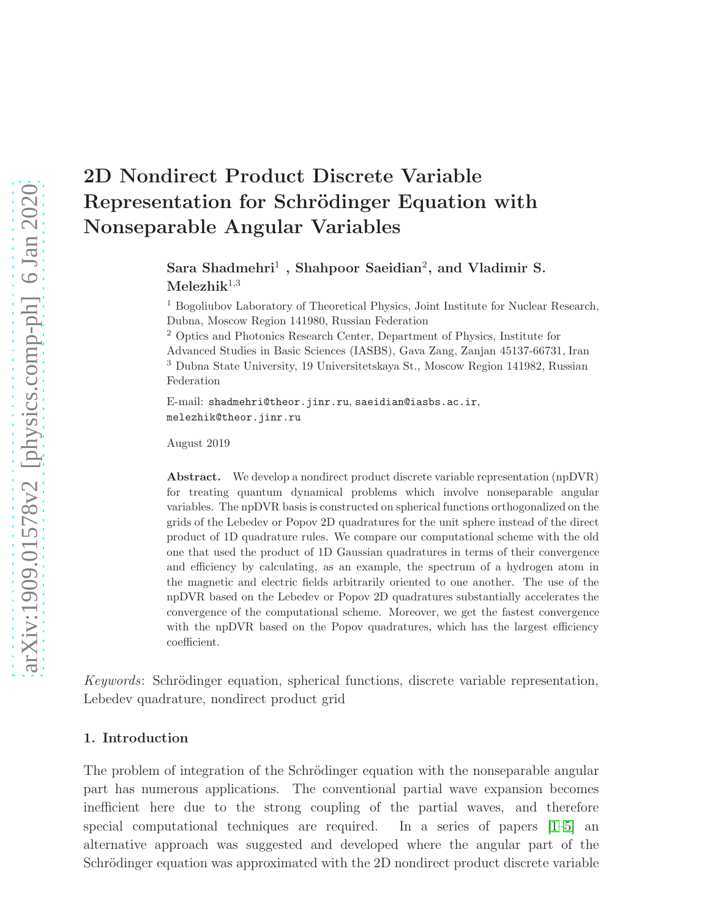# 2D Nondirect Product Discrete Variable Representation for Schrödinger Equation with Nonseparable Angular Variables

**Sara Shadmehri**[1] **, Shahpoor Saeidian**[2]**, and Vladimir S. Melezhik**[1,3]

[1] Bogoliubov Laboratory of Theoretical Physics, Joint Institute for Nuclear Research, Dubna, Moscow Region 141980, Russian Federation

[2] Optics and Photonics Research Center, Department of Physics, Institute for Advanced Studies in Basic Sciences (IASBS), Gava Zang, Zanjan 45137-66731, Iran

[3] Dubna State University, 19 Universitetskaya St., Moscow Region 141982, Russian Federation

E-mail: shadmehri@theor.jinr.ru, saeidian@iasbs.ac.ir, melezhik@theor.jinr.ru

August 2019

**Abstract.** We develop a nondirect product discrete variable representation (npDVR) for treating quantum dynamical problems which involve nonseparable angular variables. The npDVR basis is constructed on spherical functions orthogonalized on the grids of the Lebedev or Popov 2D quadratures for the unit sphere instead of the direct product of 1D quadrature rules. We compare our computational scheme with the old one that used the product of 1D Gaussian quadratures in terms of their convergence and efficiency by calculating, as an example, the spectrum of a hydrogen atom in the magnetic and electric fields arbitrarily oriented to one another. The use of the npDVR based on the Lebedev or Popov 2D quadratures substantially accelerates the convergence of the computational scheme. Moreover, we get the fastest convergence with the npDVR based on the Popov quadratures, which has the largest efficiency coefficient.

*Keywords*: Schrödinger equation, spherical functions, discrete variable representation, Lebedev quadrature, nondirect product grid

## 1. Introduction

The problem of integration of the Schrödinger equation with the nonseparable angular part has numerous applications. The conventional partial wave expansion becomes inefficient here due to the strong coupling of the partial waves, and therefore special computational techniques are required. In a series of papers [1–5] an alternative approach was suggested and developed where the angular part of the Schrödinger equation was approximated with the 2D nondirect product discrete variable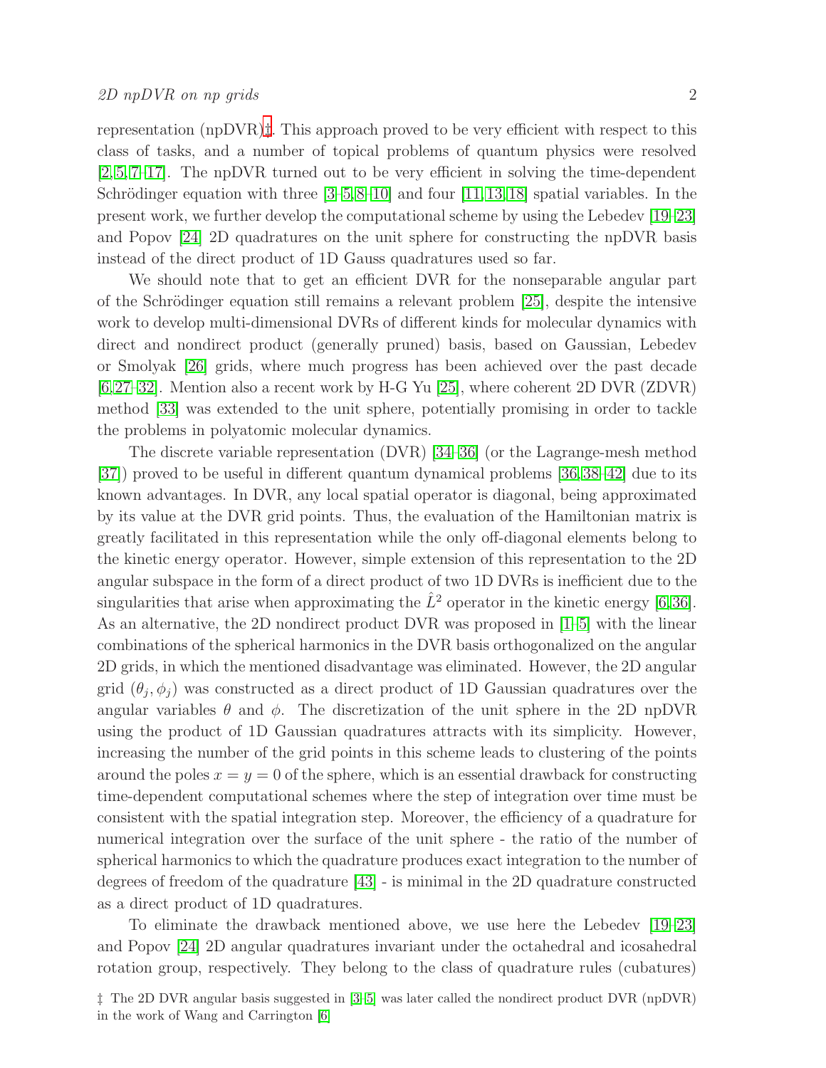representation (npDVR)‡. This approach proved to be very efficient with respect to this class of tasks, and a number of topical problems of quantum physics were resolved [2,5,7–17]. The npDVR turned out to be very efficient in solving the time-dependent Schrödinger equation with three [3–5,8–10] and four [11,13,18] spatial variables. In the present work, we further develop the computational scheme by using the Lebedev [19–23] and Popov [24] 2D quadratures on the unit sphere for constructing the npDVR basis instead of the direct product of 1D Gauss quadratures used so far.

We should note that to get an efficient DVR for the nonseparable angular part of the Schrödinger equation still remains a relevant problem [25], despite the intensive work to develop multi-dimensional DVRs of different kinds for molecular dynamics with direct and nondirect product (generally pruned) basis, based on Gaussian, Lebedev or Smolyak [26] grids, where much progress has been achieved over the past decade [6,27–32]. Mention also a recent work by H-G Yu [25], where coherent 2D DVR (ZDVR) method [33] was extended to the unit sphere, potentially promising in order to tackle the problems in polyatomic molecular dynamics.

The discrete variable representation (DVR) [34–36] (or the Lagrange-mesh method [37]) proved to be useful in different quantum dynamical problems [36,38–42] due to its known advantages. In DVR, any local spatial operator is diagonal, being approximated by its value at the DVR grid points. Thus, the evaluation of the Hamiltonian matrix is greatly facilitated in this representation while the only off-diagonal elements belong to the kinetic energy operator. However, simple extension of this representation to the 2D angular subspace in the form of a direct product of two 1D DVRs is inefficient due to the singularities that arise when approximating the $\hat{L}^2$ operator in the kinetic energy [6,36]. As an alternative, the 2D nondirect product DVR was proposed in [1–5] with the linear combinations of the spherical harmonics in the DVR basis orthogonalized on the angular 2D grids, in which the mentioned disadvantage was eliminated. However, the 2D angular grid $(\theta_j, \phi_j)$ was constructed as a direct product of 1D Gaussian quadratures over the angular variables $\theta$ and $\phi$. The discretization of the unit sphere in the 2D npDVR using the product of 1D Gaussian quadratures attracts with its simplicity. However, increasing the number of the grid points in this scheme leads to clustering of the points around the poles $x = y = 0$ of the sphere, which is an essential drawback for constructing time-dependent computational schemes where the step of integration over time must be consistent with the spatial integration step. Moreover, the efficiency of a quadrature for numerical integration over the surface of the unit sphere - the ratio of the number of spherical harmonics to which the quadrature produces exact integration to the number of degrees of freedom of the quadrature [43] - is minimal in the 2D quadrature constructed as a direct product of 1D quadratures.

To eliminate the drawback mentioned above, we use here the Lebedev [19–23] and Popov [24] 2D angular quadratures invariant under the octahedral and icosahedral rotation group, respectively. They belong to the class of quadrature rules (cubatures)

‡ The 2D DVR angular basis suggested in [3–5] was later called the nondirect product DVR (npDVR) in the work of Wang and Carrington [6]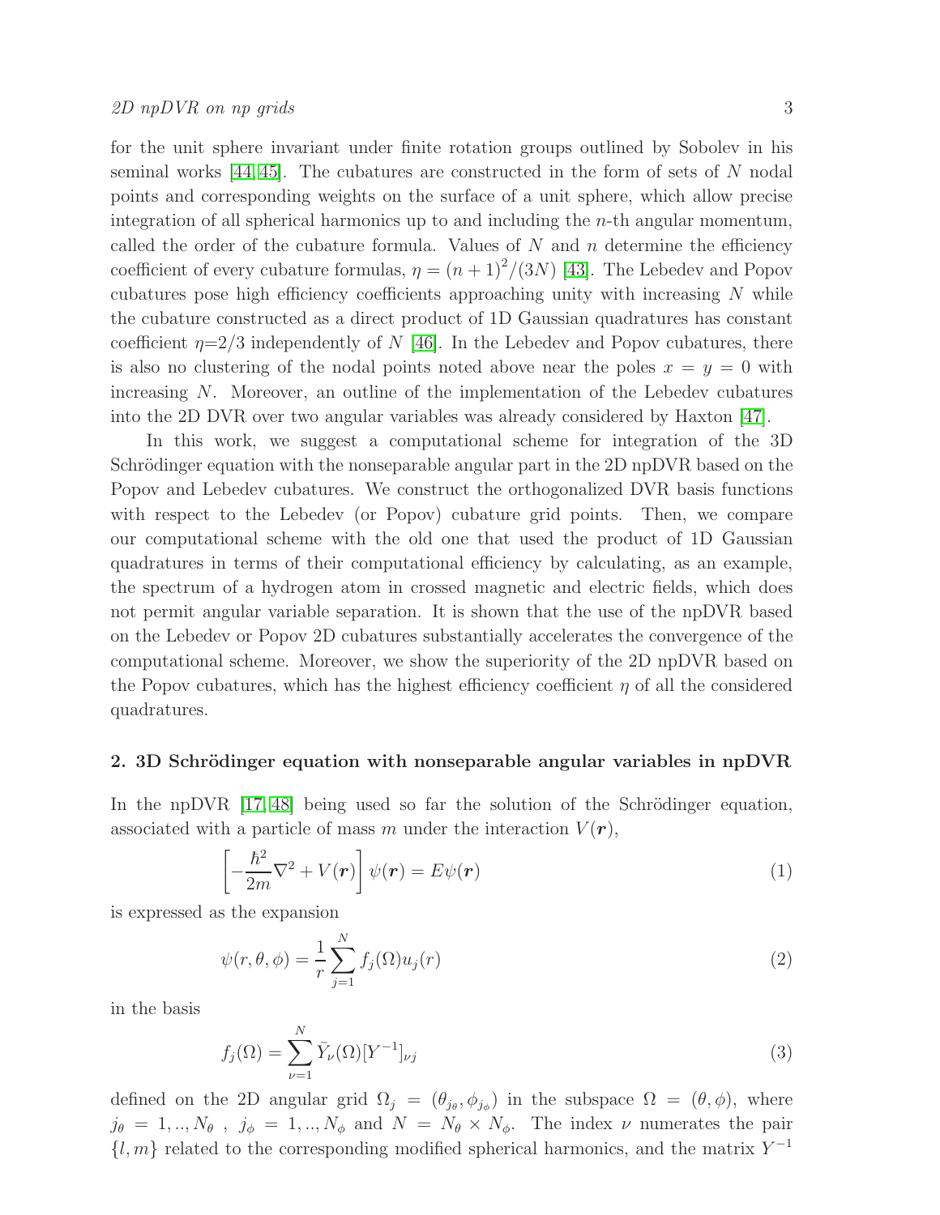for the unit sphere invariant under finite rotation groups outlined by Sobolev in his seminal works [44, 45]. The cubatures are constructed in the form of sets of $N$ nodal points and corresponding weights on the surface of a unit sphere, which allow precise integration of all spherical harmonics up to and including the $n$-th angular momentum, called the order of the cubature formula. Values of $N$ and $n$ determine the efficiency coefficient of every cubature formulas, $\eta = (n+1)^2/(3N)$ [43]. The Lebedev and Popov cubatures pose high efficiency coefficients approaching unity with increasing $N$ while the cubature constructed as a direct product of 1D Gaussian quadratures has constant coefficient $\eta$=2/3 independently of $N$ [46]. In the Lebedev and Popov cubatures, there is also no clustering of the nodal points noted above near the poles $x = y = 0$ with increasing $N$. Moreover, an outline of the implementation of the Lebedev cubatures into the 2D DVR over two angular variables was already considered by Haxton [47].

In this work, we suggest a computational scheme for integration of the 3D Schrödinger equation with the nonseparable angular part in the 2D npDVR based on the Popov and Lebedev cubatures. We construct the orthogonalized DVR basis functions with respect to the Lebedev (or Popov) cubature grid points. Then, we compare our computational scheme with the old one that used the product of 1D Gaussian quadratures in terms of their computational efficiency by calculating, as an example, the spectrum of a hydrogen atom in crossed magnetic and electric fields, which does not permit angular variable separation. It is shown that the use of the npDVR based on the Lebedev or Popov 2D cubatures substantially accelerates the convergence of the computational scheme. Moreover, we show the superiority of the 2D npDVR based on the Popov cubatures, which has the highest efficiency coefficient $\eta$ of all the considered quadratures.

## 2. 3D Schrödinger equation with nonseparable angular variables in npDVR

In the npDVR [17, 48] being used so far the solution of the Schrödinger equation, associated with a particle of mass $m$ under the interaction $V(\boldsymbol{r})$,

$$\left[-\frac{\hbar^2}{2m}\nabla^2 + V(\boldsymbol{r})\right]\psi(\boldsymbol{r}) = E\psi(\boldsymbol{r}) \tag{1}$$

is expressed as the expansion

$$\psi(r,\theta,\phi) = \frac{1}{r}\sum_{j=1}^{N} f_j(\Omega)u_j(r) \tag{2}$$

in the basis

$$f_j(\Omega) = \sum_{\nu=1}^{N} \bar{Y}_\nu(\Omega)[Y^{-1}]_{\nu j} \tag{3}$$

defined on the 2D angular grid $\Omega_j = (\theta_{j_\theta}, \phi_{j_\phi})$ in the subspace $\Omega = (\theta, \phi)$, where $j_\theta = 1,..,N_\theta$ , $j_\phi = 1,..,N_\phi$ and $N = N_\theta \times N_\phi$. The index $\nu$ numerates the pair $\{l, m\}$ related to the corresponding modified spherical harmonics, and the matrix $Y^{-1}$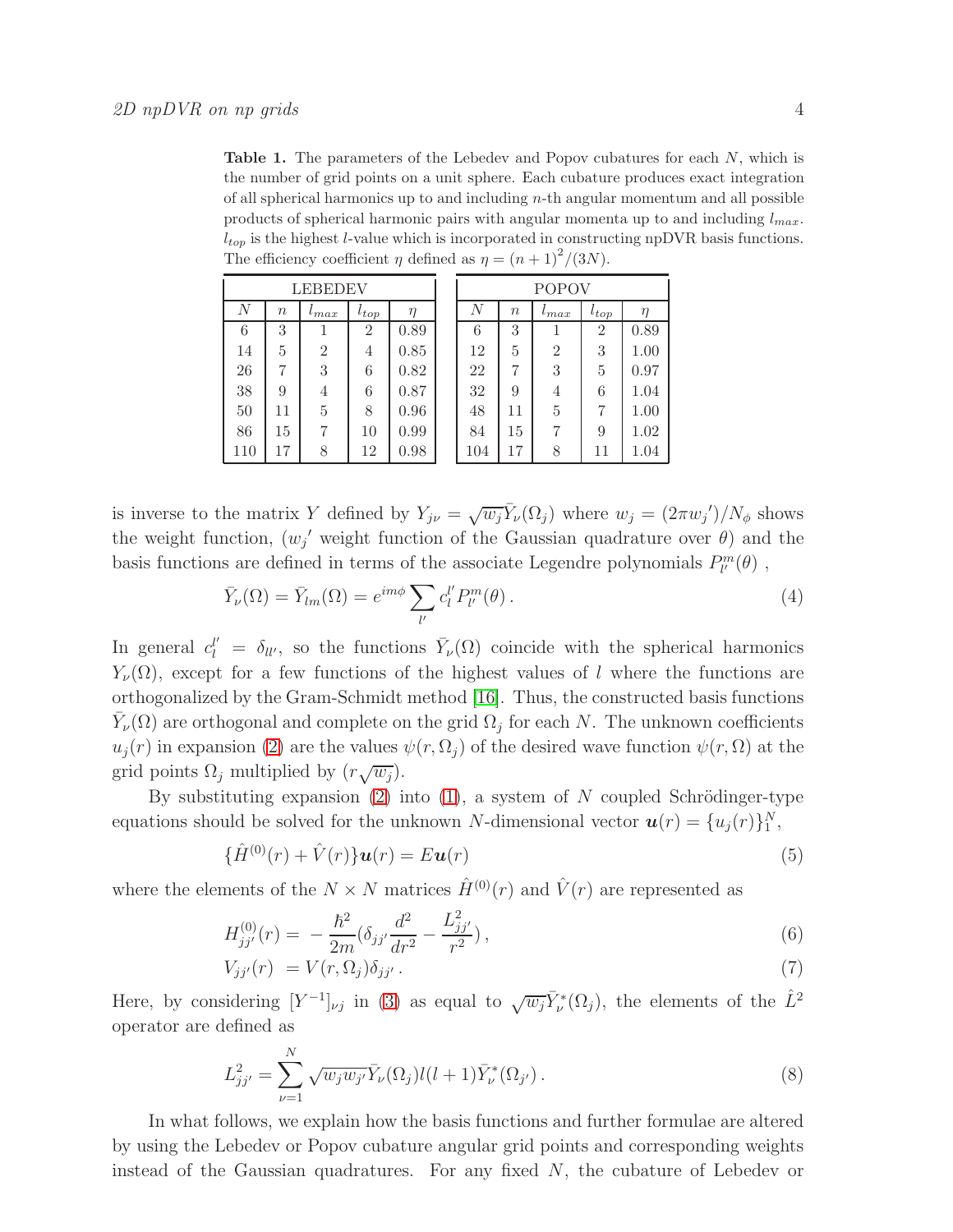**Table 1.** The parameters of the Lebedev and Popov cubatures for each $N$, which is the number of grid points on a unit sphere. Each cubature produces exact integration of all spherical harmonics up to and including $n$-th angular momentum and all possible products of spherical harmonic pairs with angular momenta up to and including $l_{max}$. $l_{top}$ is the highest $l$-value which is incorporated in constructing npDVR basis functions. The efficiency coefficient $\eta$ defined as $\eta = (n+1)^2/(3N)$.

| LEBEDEV | | | | | POPOV | | | | |
|---|---|---|---|---|---|---|---|---|---|
| $N$ | $n$ | $l_{max}$ | $l_{top}$ | $\eta$ | $N$ | $n$ | $l_{max}$ | $l_{top}$ | $\eta$ |
| 6 | 3 | 1 | 2 | 0.89 | 6 | 3 | 1 | 2 | 0.89 |
| 14 | 5 | 2 | 4 | 0.85 | 12 | 5 | 2 | 3 | 1.00 |
| 26 | 7 | 3 | 6 | 0.82 | 22 | 7 | 3 | 5 | 0.97 |
| 38 | 9 | 4 | 6 | 0.87 | 32 | 9 | 4 | 6 | 1.04 |
| 50 | 11 | 5 | 8 | 0.96 | 48 | 11 | 5 | 7 | 1.00 |
| 86 | 15 | 7 | 10 | 0.99 | 84 | 15 | 7 | 9 | 1.02 |
| 110 | 17 | 8 | 12 | 0.98 | 104 | 17 | 8 | 11 | 1.04 |

is inverse to the matrix $Y$ defined by $Y_{j\nu} = \sqrt{w_j}\bar{Y}_\nu(\Omega_j)$ where $w_j = (2\pi w_j{}')/N_\phi$ shows the weight function, ($w_j{}'$ weight function of the Gaussian quadrature over $\theta$) and the basis functions are defined in terms of the associate Legendre polynomials $P_{l'}^m(\theta)$ ,

$$\bar{Y}_\nu(\Omega) = \bar{Y}_{lm}(\Omega) = e^{im\phi}\sum_{l'} c_l^{l'} P_{l'}^m(\theta)\,. \tag{4}$$

In general $c_l^{l'} = \delta_{ll'}$, so the functions $\bar{Y}_\nu(\Omega)$ coincide with the spherical harmonics $Y_\nu(\Omega)$, except for a few functions of the highest values of $l$ where the functions are orthogonalized by the Gram-Schmidt method [16]. Thus, the constructed basis functions $\bar{Y}_\nu(\Omega)$ are orthogonal and complete on the grid $\Omega_j$ for each $N$. The unknown coefficients $u_j(r)$ in expansion (2) are the values $\psi(r,\Omega_j)$ of the desired wave function $\psi(r,\Omega)$ at the grid points $\Omega_j$ multiplied by $(r\sqrt{w_j})$.

By substituting expansion (2) into (1), a system of $N$ coupled Schrödinger-type equations should be solved for the unknown $N$-dimensional vector $\boldsymbol{u}(r) = \{u_j(r)\}_1^N$,

$$\{\hat{H}^{(0)}(r) + \hat{V}(r)\}\boldsymbol{u}(r) = E\boldsymbol{u}(r) \tag{5}$$

where the elements of the $N\times N$ matrices $\hat{H}^{(0)}(r)$ and $\hat{V}(r)$ are represented as

$$H_{jj'}^{(0)}(r) = -\frac{\hbar^2}{2m}\Big(\delta_{jj'}\frac{d^2}{dr^2} - \frac{L_{jj'}^2}{r^2}\Big)\,, \tag{6}$$

$$V_{jj'}(r) = V(r,\Omega_j)\delta_{jj'}\,. \tag{7}$$

Here, by considering $[Y^{-1}]_{\nu j}$ in (3) as equal to $\sqrt{w_j}\bar{Y}_\nu^*(\Omega_j)$, the elements of the $\hat{L}^2$ operator are defined as

$$L_{jj'}^2 = \sum_{\nu=1}^{N}\sqrt{w_j w_{j'}}\bar{Y}_\nu(\Omega_j)l(l+1)\bar{Y}_\nu^*(\Omega_{j'})\,. \tag{8}$$

In what follows, we explain how the basis functions and further formulae are altered by using the Lebedev or Popov cubature angular grid points and corresponding weights instead of the Gaussian quadratures. For any fixed $N$, the cubature of Lebedev or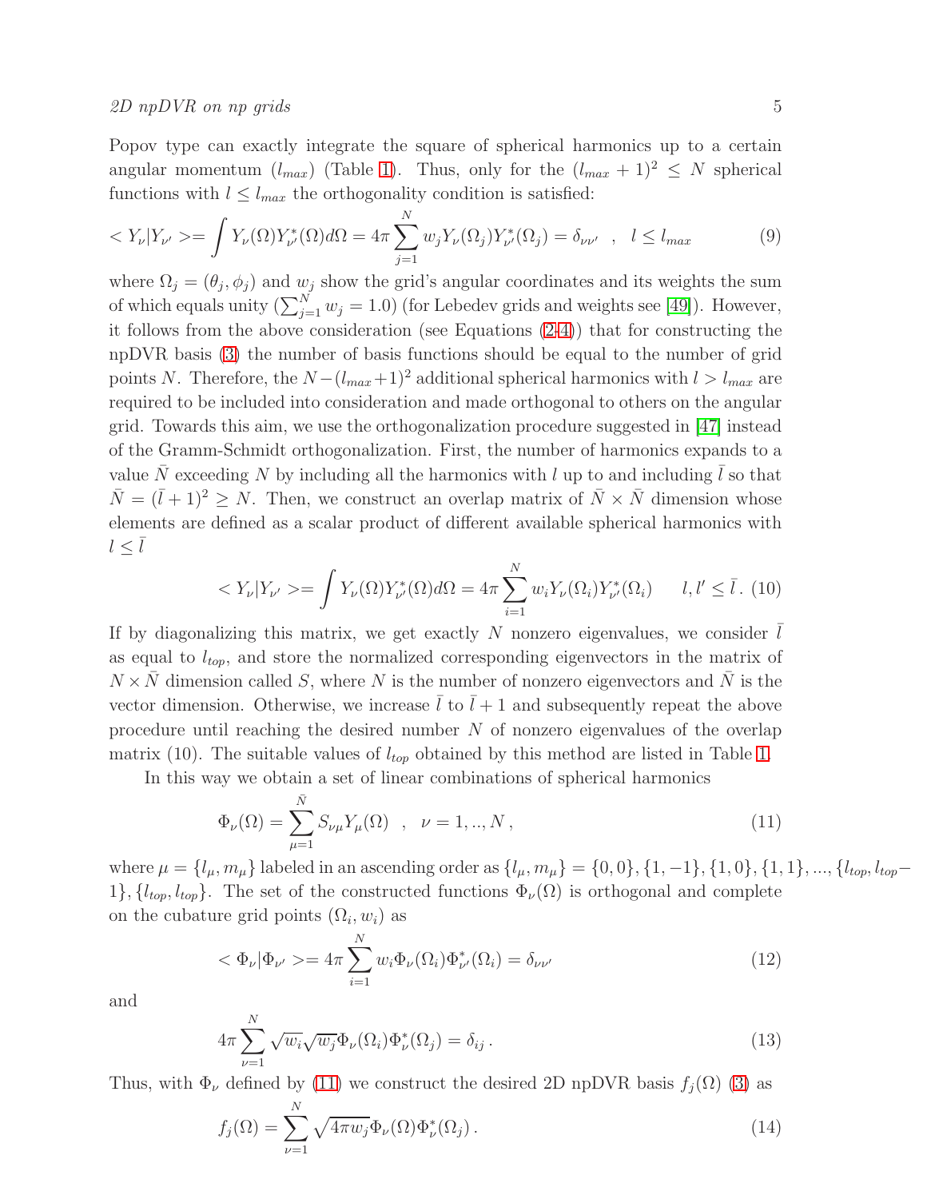Popov type can exactly integrate the square of spherical harmonics up to a certain angular momentum ($l_{max}$) (Table 1). Thus, only for the $(l_{max}+1)^2 \leq N$ spherical functions with $l \leq l_{max}$ the orthogonality condition is satisfied:

$$
< Y_\nu | Y_{\nu'} >= \int Y_\nu(\Omega) Y^*_{\nu'}(\Omega) d\Omega = 4\pi \sum_{j=1}^{N} w_j Y_\nu(\Omega_j) Y^*_{\nu'}(\Omega_j) = \delta_{\nu\nu'} \quad , \quad l \leq l_{max} \tag{9}
$$

where $\Omega_j = (\theta_j, \phi_j)$ and $w_j$ show the grid's angular coordinates and its weights the sum of which equals unity ($\sum_{j=1}^{N} w_j = 1.0$) (for Lebedev grids and weights see [49]). However, it follows from the above consideration (see Equations (2-4)) that for constructing the npDVR basis (3) the number of basis functions should be equal to the number of grid points $N$. Therefore, the $N-(l_{max}+1)^2$ additional spherical harmonics with $l > l_{max}$ are required to be included into consideration and made orthogonal to others on the angular grid. Towards this aim, we use the orthogonalization procedure suggested in [47] instead of the Gramm-Schmidt orthogonalization. First, the number of harmonics expands to a value $\bar{N}$ exceeding $N$ by including all the harmonics with $l$ up to and including $\bar{l}$ so that $\bar{N} = (\bar{l}+1)^2 \geq N$. Then, we construct an overlap matrix of $\bar{N} \times \bar{N}$ dimension whose elements are defined as a scalar product of different available spherical harmonics with $l \leq \bar{l}$

$$
< Y_\nu | Y_{\nu'} >= \int Y_\nu(\Omega) Y^*_{\nu'}(\Omega) d\Omega = 4\pi \sum_{i=1}^{N} w_i Y_\nu(\Omega_i) Y^*_{\nu'}(\Omega_i) \qquad l, l' \leq \bar{l}. \tag{10}
$$

If by diagonalizing this matrix, we get exactly $N$ nonzero eigenvalues, we consider $\bar{l}$ as equal to $l_{top}$, and store the normalized corresponding eigenvectors in the matrix of $N \times \bar{N}$ dimension called $S$, where $N$ is the number of nonzero eigenvectors and $\bar{N}$ is the vector dimension. Otherwise, we increase $\bar{l}$ to $\bar{l}+1$ and subsequently repeat the above procedure until reaching the desired number $N$ of nonzero eigenvalues of the overlap matrix (10). The suitable values of $l_{top}$ obtained by this method are listed in Table 1.

In this way we obtain a set of linear combinations of spherical harmonics

$$
\Phi_\nu(\Omega) = \sum_{\mu=1}^{\bar{N}} S_{\nu\mu} Y_\mu(\Omega) \quad , \quad \nu = 1, .., N \,, \tag{11}
$$

where $\mu = \{l_\mu, m_\mu\}$ labeled in an ascending order as $\{l_\mu, m_\mu\} = \{0,0\}, \{1,-1\}, \{1,0\}, \{1,1\}, ..., \{l_{top}, l_{top}-1\}, \{l_{top}, l_{top}\}$. The set of the constructed functions $\Phi_\nu(\Omega)$ is orthogonal and complete on the cubature grid points $(\Omega_i, w_i)$ as

$$
< \Phi_\nu | \Phi_{\nu'} >= 4\pi \sum_{i=1}^{N} w_i \Phi_\nu(\Omega_i) \Phi^*_{\nu'}(\Omega_i) = \delta_{\nu\nu'} \tag{12}
$$

and

$$
4\pi \sum_{\nu=1}^{N} \sqrt{w_i} \sqrt{w_j} \Phi_\nu(\Omega_i) \Phi^*_\nu(\Omega_j) = \delta_{ij} \,. \tag{13}
$$

Thus, with $\Phi_\nu$ defined by (11) we construct the desired 2D npDVR basis $f_j(\Omega)$ (3) as

$$
f_j(\Omega) = \sum_{\nu=1}^{N} \sqrt{4\pi w_j} \Phi_\nu(\Omega) \Phi^*_\nu(\Omega_j) \,. \tag{14}
$$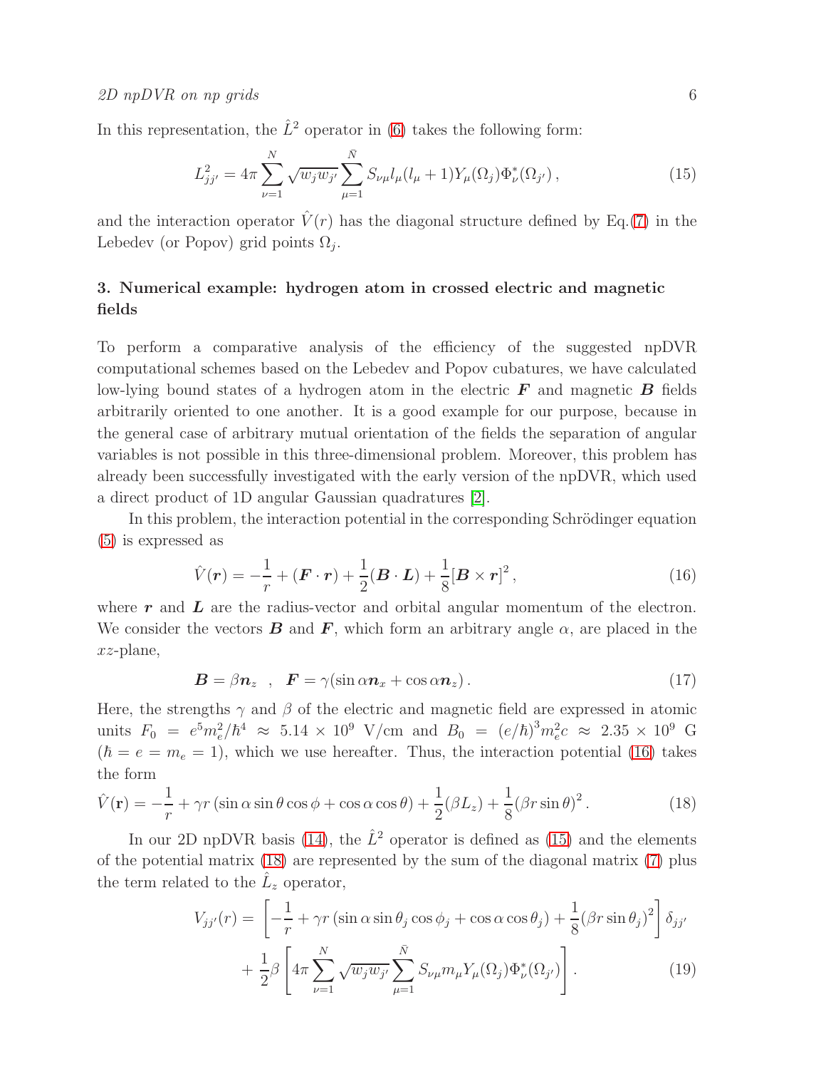In this representation, the $\hat{L}^2$ operator in (6) takes the following form:

$$L^2_{jj'} = 4\pi \sum_{\nu=1}^{N} \sqrt{w_j w_{j'}} \sum_{\mu=1}^{\bar{N}} S_{\nu\mu} l_\mu (l_\mu + 1) Y_\mu(\Omega_j) \Phi^*_\nu(\Omega_{j'}) \,, \tag{15}$$

and the interaction operator $\hat{V}(r)$ has the diagonal structure defined by Eq.(7) in the Lebedev (or Popov) grid points $\Omega_j$.

## 3. Numerical example: hydrogen atom in crossed electric and magnetic fields

To perform a comparative analysis of the efficiency of the suggested npDVR computational schemes based on the Lebedev and Popov cubatures, we have calculated low-lying bound states of a hydrogen atom in the electric $\boldsymbol{F}$ and magnetic $\boldsymbol{B}$ fields arbitrarily oriented to one another. It is a good example for our purpose, because in the general case of arbitrary mutual orientation of the fields the separation of angular variables is not possible in this three-dimensional problem. Moreover, this problem has already been successfully investigated with the early version of the npDVR, which used a direct product of 1D angular Gaussian quadratures [2].

In this problem, the interaction potential in the corresponding Schrödinger equation (5) is expressed as

$$\hat{V}(\boldsymbol{r}) = -\frac{1}{r} + (\boldsymbol{F} \cdot \boldsymbol{r}) + \frac{1}{2}(\boldsymbol{B} \cdot \boldsymbol{L}) + \frac{1}{8}[\boldsymbol{B} \times \boldsymbol{r}]^2 \,, \tag{16}$$

where $\boldsymbol{r}$ and $\boldsymbol{L}$ are the radius-vector and orbital angular momentum of the electron. We consider the vectors $\boldsymbol{B}$ and $\boldsymbol{F}$, which form an arbitrary angle $\alpha$, are placed in the $xz$-plane,

$$\boldsymbol{B} = \beta \boldsymbol{n}_z \quad , \quad \boldsymbol{F} = \gamma(\sin\alpha \boldsymbol{n}_x + \cos\alpha \boldsymbol{n}_z) \,. \tag{17}$$

Here, the strengths $\gamma$ and $\beta$ of the electric and magnetic field are expressed in atomic units $F_0 = e^5 m_e^2/\hbar^4 \approx 5.14 \times 10^9$ V/cm and $B_0 = (e/\hbar)^3 m_e^2 c \approx 2.35 \times 10^9$ G ($\hbar = e = m_e = 1$), which we use hereafter. Thus, the interaction potential (16) takes the form

$$\hat{V}(\mathbf{r}) = -\frac{1}{r} + \gamma r \left(\sin\alpha \sin\theta \cos\phi + \cos\alpha \cos\theta\right) + \frac{1}{2}(\beta L_z) + \frac{1}{8}\left(\beta r \sin\theta\right)^2 . \tag{18}$$

In our 2D npDVR basis (14), the $\hat{L}^2$ operator is defined as (15) and the elements of the potential matrix (18) are represented by the sum of the diagonal matrix (7) plus the term related to the $\hat{L}_z$ operator,

$$\begin{aligned} V_{jj'}(r) = &\left[-\frac{1}{r} + \gamma r \left(\sin\alpha \sin\theta_j \cos\phi_j + \cos\alpha \cos\theta_j\right) + \frac{1}{8}\left(\beta r \sin\theta_j\right)^2\right] \delta_{jj'} \\ &+ \frac{1}{2}\beta \left[4\pi \sum_{\nu=1}^{N} \sqrt{w_j w_{j'}} \sum_{\mu=1}^{\bar{N}} S_{\nu\mu} m_\mu Y_\mu(\Omega_j) \Phi^*_\nu(\Omega_{j'})\right] . \end{aligned} \tag{19}$$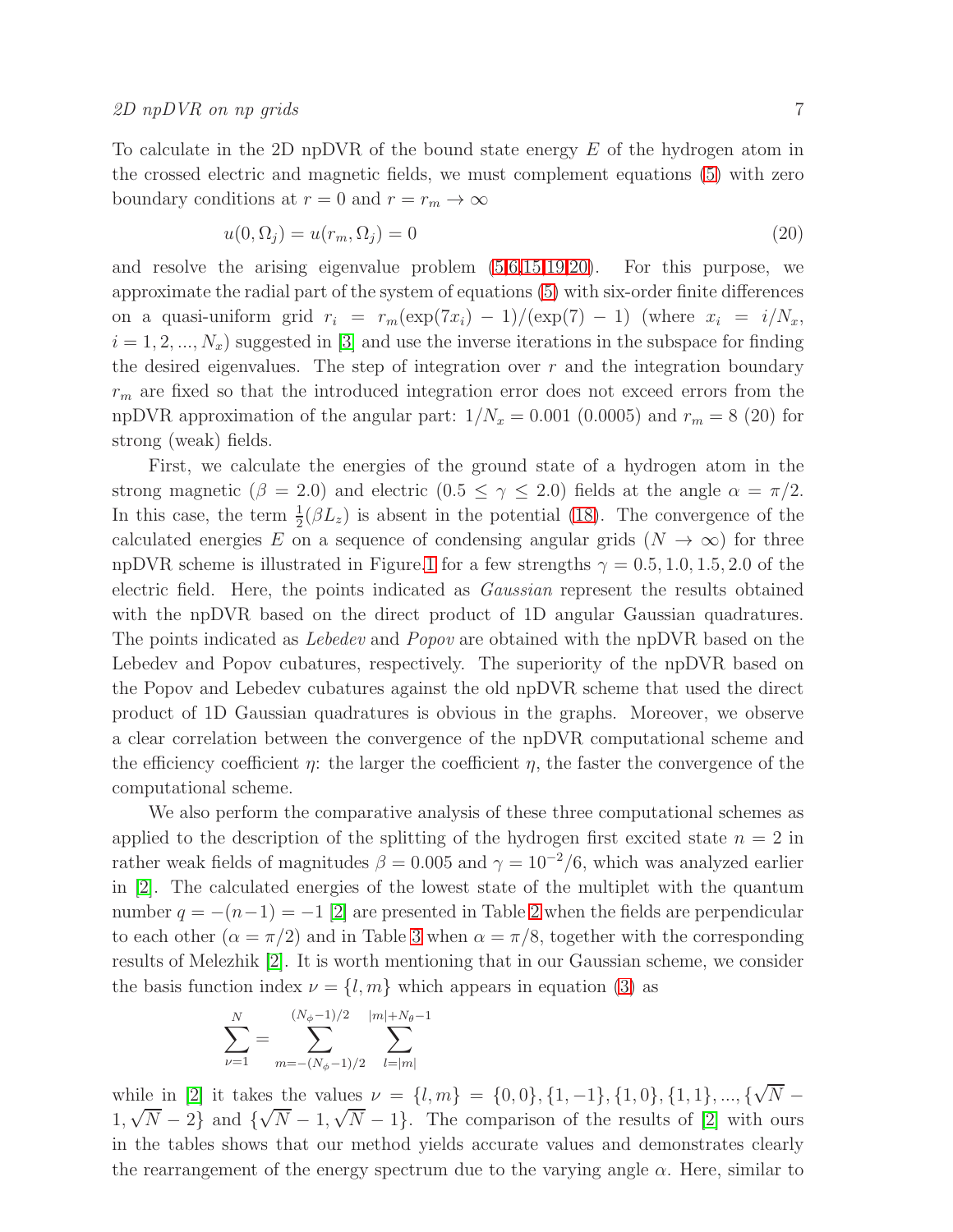To calculate in the 2D npDVR of the bound state energy $E$ of the hydrogen atom in the crossed electric and magnetic fields, we must complement equations (5) with zero boundary conditions at $r = 0$ and $r = r_m \to \infty$

$$u(0, \Omega_j) = u(r_m, \Omega_j) = 0 \tag{20}$$

and resolve the arising eigenvalue problem (5,6,15,19,20). For this purpose, we approximate the radial part of the system of equations (5) with six-order finite differences on a quasi-uniform grid $r_i = r_m(\exp(7x_i) - 1)/(\exp(7) - 1)$ (where $x_i = i/N_x$, $i = 1, 2, ..., N_x$) suggested in [3] and use the inverse iterations in the subspace for finding the desired eigenvalues. The step of integration over $r$ and the integration boundary $r_m$ are fixed so that the introduced integration error does not exceed errors from the npDVR approximation of the angular part: $1/N_x = 0.001$ (0.0005) and $r_m = 8$ (20) for strong (weak) fields.

First, we calculate the energies of the ground state of a hydrogen atom in the strong magnetic ($\beta = 2.0$) and electric ($0.5 \leq \gamma \leq 2.0$) fields at the angle $\alpha = \pi/2$. In this case, the term $\frac{1}{2}(\beta L_z)$ is absent in the potential (18). The convergence of the calculated energies $E$ on a sequence of condensing angular grids ($N \to \infty$) for three npDVR scheme is illustrated in Figure 1 for a few strengths $\gamma = 0.5, 1.0, 1.5, 2.0$ of the electric field. Here, the points indicated as *Gaussian* represent the results obtained with the npDVR based on the direct product of 1D angular Gaussian quadratures. The points indicated as *Lebedev* and *Popov* are obtained with the npDVR based on the Lebedev and Popov cubatures, respectively. The superiority of the npDVR based on the Popov and Lebedev cubatures against the old npDVR scheme that used the direct product of 1D Gaussian quadratures is obvious in the graphs. Moreover, we observe a clear correlation between the convergence of the npDVR computational scheme and the efficiency coefficient $\eta$: the larger the coefficient $\eta$, the faster the convergence of the computational scheme.

We also perform the comparative analysis of these three computational schemes as applied to the description of the splitting of the hydrogen first excited state $n = 2$ in rather weak fields of magnitudes $\beta = 0.005$ and $\gamma = 10^{-2}/6$, which was analyzed earlier in [2]. The calculated energies of the lowest state of the multiplet with the quantum number $q = -(n-1) = -1$ [2] are presented in Table 2 when the fields are perpendicular to each other ($\alpha = \pi/2$) and in Table 3 when $\alpha = \pi/8$, together with the corresponding results of Melezhik [2]. It is worth mentioning that in our Gaussian scheme, we consider the basis function index $\nu = \{l, m\}$ which appears in equation (3) as

$$\sum_{\nu=1}^{N} = \sum_{m=-(N_\phi-1)/2}^{(N_\phi-1)/2} \sum_{l=|m|}^{|m|+N_\theta-1}$$

while in [2] it takes the values $\nu = \{l, m\} = \{0, 0\}, \{1, -1\}, \{1, 0\}, \{1, 1\}, ..., \{\sqrt{N} - 1, \sqrt{N} - 2\}$ and $\{\sqrt{N} - 1, \sqrt{N} - 1\}$. The comparison of the results of [2] with ours in the tables shows that our method yields accurate values and demonstrates clearly the rearrangement of the energy spectrum due to the varying angle $\alpha$. Here, similar to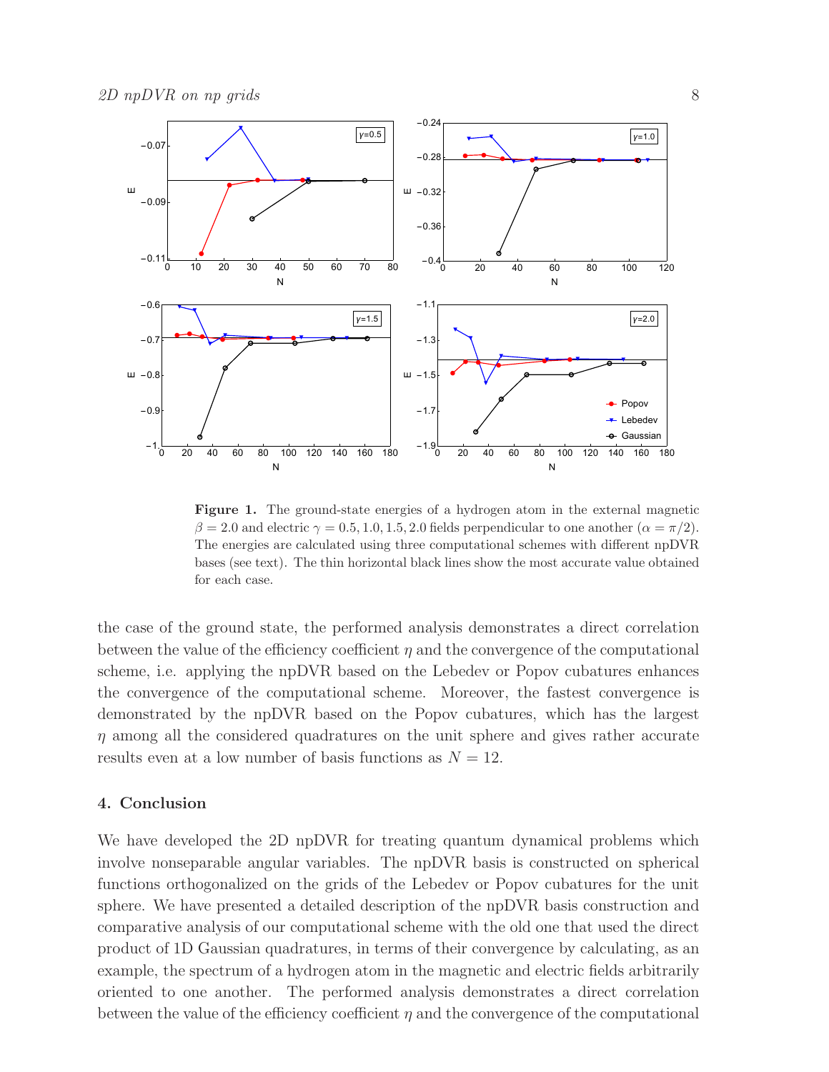**Figure 1.** The ground-state energies of a hydrogen atom in the external magnetic $\beta = 2.0$ and electric $\gamma = 0.5, 1.0, 1.5, 2.0$ fields perpendicular to one another ($\alpha = \pi/2$). The energies are calculated using three computational schemes with different npDVR bases (see text). The thin horizontal black lines show the most accurate value obtained for each case.

the case of the ground state, the performed analysis demonstrates a direct correlation between the value of the efficiency coefficient $\eta$ and the convergence of the computational scheme, i.e. applying the npDVR based on the Lebedev or Popov cubatures enhances the convergence of the computational scheme. Moreover, the fastest convergence is demonstrated by the npDVR based on the Popov cubatures, which has the largest $\eta$ among all the considered quadratures on the unit sphere and gives rather accurate results even at a low number of basis functions as $N = 12$.

## 4. Conclusion

We have developed the 2D npDVR for treating quantum dynamical problems which involve nonseparable angular variables. The npDVR basis is constructed on spherical functions orthogonalized on the grids of the Lebedev or Popov cubatures for the unit sphere. We have presented a detailed description of the npDVR basis construction and comparative analysis of our computational scheme with the old one that used the direct product of 1D Gaussian quadratures, in terms of their convergence by calculating, as an example, the spectrum of a hydrogen atom in the magnetic and electric fields arbitrarily oriented to one another. The performed analysis demonstrates a direct correlation between the value of the efficiency coefficient $\eta$ and the convergence of the computational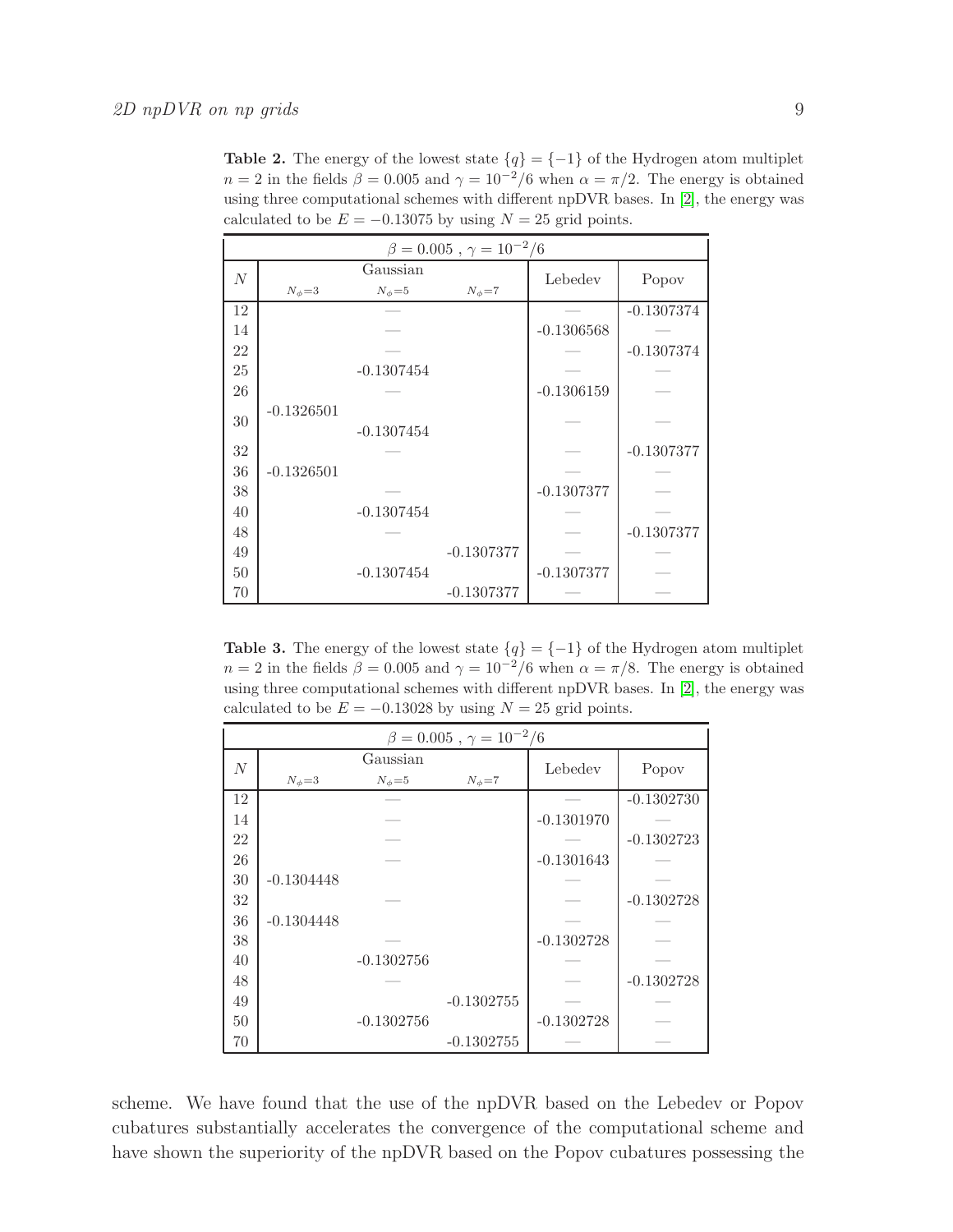**Table 2.** The energy of the lowest state $\{q\} = \{-1\}$ of the Hydrogen atom multiplet $n = 2$ in the fields $\beta = 0.005$ and $\gamma = 10^{-2}/6$ when $\alpha = \pi/2$. The energy is obtained using three computational schemes with different npDVR bases. In [2], the energy was calculated to be $E = -0.13075$ by using $N = 25$ grid points.

| $\beta = 0.005$ , $\gamma = 10^{-2}/6$ | | | | | |
|---|---|---|---|---|---|
| $N$ | Gaussian | | | Lebedev | Popov |
| | $N_\phi$=3 | $N_\phi$=5 | $N_\phi$=7 | | |
| 12 | | — | | — | -0.1307374 |
| 14 | | — | | -0.1306568 | — |
| 22 | | — | | — | -0.1307374 |
| 25 | | -0.1307454 | | — | — |
| 26 | | — | | -0.1306159 | — |
| 30 | -0.1326501 | -0.1307454 | | — | — |
| 32 | | — | | — | -0.1307377 |
| 36 | -0.1326501 | | | — | — |
| 38 | | — | | -0.1307377 | — |
| 40 | | -0.1307454 | | — | — |
| 48 | | — | | — | -0.1307377 |
| 49 | | | -0.1307377 | — | — |
| 50 | | -0.1307454 | | -0.1307377 | — |
| 70 | | | -0.1307377 | — | — |

**Table 3.** The energy of the lowest state $\{q\} = \{-1\}$ of the Hydrogen atom multiplet $n = 2$ in the fields $\beta = 0.005$ and $\gamma = 10^{-2}/6$ when $\alpha = \pi/8$. The energy is obtained using three computational schemes with different npDVR bases. In [2], the energy was calculated to be $E = -0.13028$ by using $N = 25$ grid points.

| $\beta = 0.005$ , $\gamma = 10^{-2}/6$ | | | | | |
|---|---|---|---|---|---|
| $N$ | Gaussian | | | Lebedev | Popov |
| | $N_\phi$=3 | $N_\phi$=5 | $N_\phi$=7 | | |
| 12 | | — | | — | -0.1302730 |
| 14 | | — | | -0.1301970 | — |
| 22 | | — | | — | -0.1302723 |
| 26 | | — | | -0.1301643 | — |
| 30 | -0.1304448 | | | — | — |
| 32 | | — | | — | -0.1302728 |
| 36 | -0.1304448 | | | — | — |
| 38 | | — | | -0.1302728 | — |
| 40 | | -0.1302756 | | — | — |
| 48 | | — | | — | -0.1302728 |
| 49 | | | -0.1302755 | — | — |
| 50 | | -0.1302756 | | -0.1302728 | — |
| 70 | | | -0.1302755 | — | — |

scheme. We have found that the use of the npDVR based on the Lebedev or Popov cubatures substantially accelerates the convergence of the computational scheme and have shown the superiority of the npDVR based on the Popov cubatures possessing the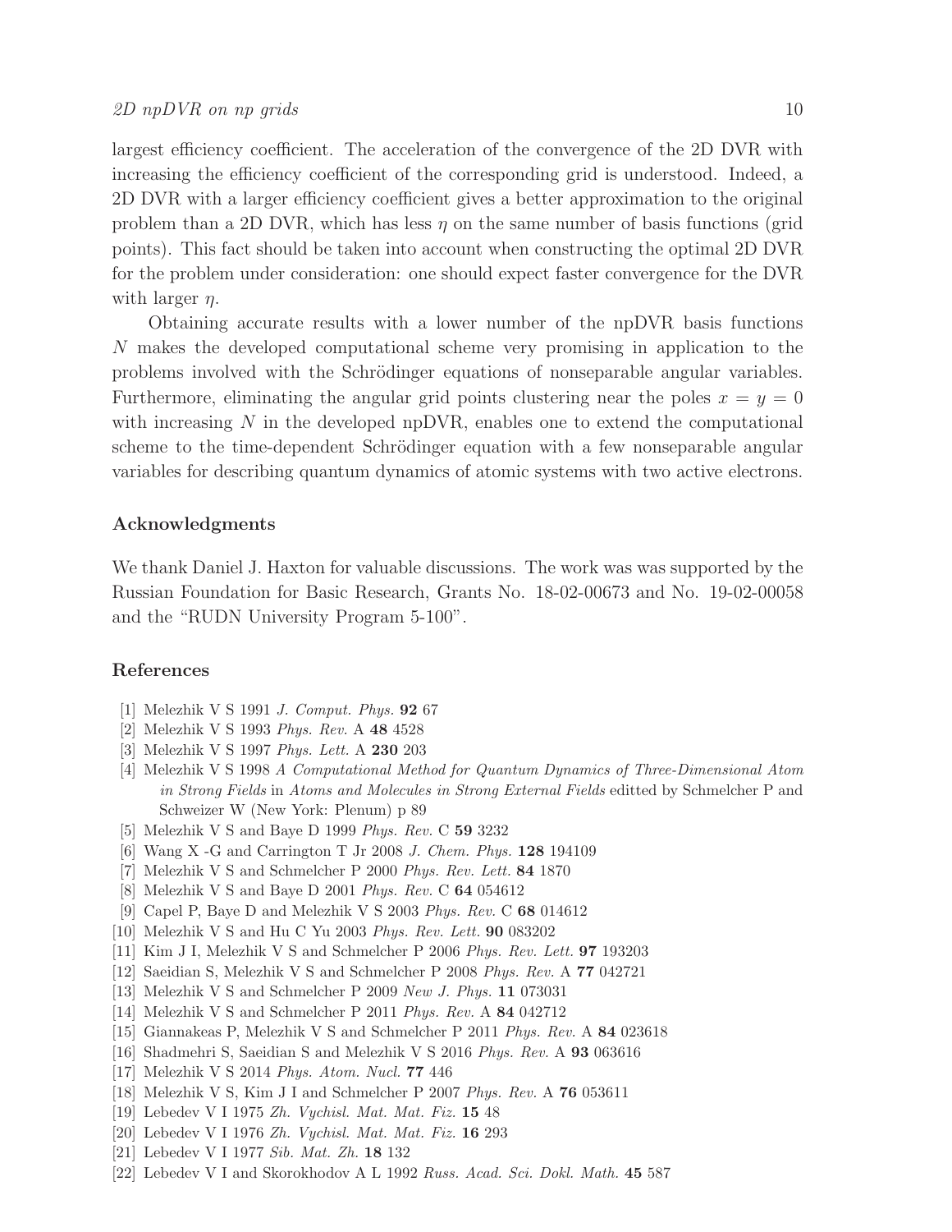largest efficiency coefficient. The acceleration of the convergence of the 2D DVR with increasing the efficiency coefficient of the corresponding grid is understood. Indeed, a 2D DVR with a larger efficiency coefficient gives a better approximation to the original problem than a 2D DVR, which has less $\eta$ on the same number of basis functions (grid points). This fact should be taken into account when constructing the optimal 2D DVR for the problem under consideration: one should expect faster convergence for the DVR with larger $\eta$.

Obtaining accurate results with a lower number of the npDVR basis functions $N$ makes the developed computational scheme very promising in application to the problems involved with the Schrödinger equations of nonseparable angular variables. Furthermore, eliminating the angular grid points clustering near the poles $x = y = 0$ with increasing $N$ in the developed npDVR, enables one to extend the computational scheme to the time-dependent Schrödinger equation with a few nonseparable angular variables for describing quantum dynamics of atomic systems with two active electrons.

## Acknowledgments

We thank Daniel J. Haxton for valuable discussions. The work was was supported by the Russian Foundation for Basic Research, Grants No. 18-02-00673 and No. 19-02-00058 and the "RUDN University Program 5-100".

## References

[1] Melezhik V S 1991 *J. Comput. Phys.* **92** 67

[2] Melezhik V S 1993 *Phys. Rev.* A **48** 4528

[3] Melezhik V S 1997 *Phys. Lett.* A **230** 203

[4] Melezhik V S 1998 *A Computational Method for Quantum Dynamics of Three-Dimensional Atom in Strong Fields* in *Atoms and Molecules in Strong External Fields* editted by Schmelcher P and Schweizer W (New York: Plenum) p 89

[5] Melezhik V S and Baye D 1999 *Phys. Rev.* C **59** 3232

[6] Wang X -G and Carrington T Jr 2008 *J. Chem. Phys.* **128** 194109

[7] Melezhik V S and Schmelcher P 2000 *Phys. Rev. Lett.* **84** 1870

[8] Melezhik V S and Baye D 2001 *Phys. Rev.* C **64** 054612

[9] Capel P, Baye D and Melezhik V S 2003 *Phys. Rev.* C **68** 014612

[10] Melezhik V S and Hu C Yu 2003 *Phys. Rev. Lett.* **90** 083202

[11] Kim J I, Melezhik V S and Schmelcher P 2006 *Phys. Rev. Lett.* **97** 193203

[12] Saeidian S, Melezhik V S and Schmelcher P 2008 *Phys. Rev.* A **77** 042721

[13] Melezhik V S and Schmelcher P 2009 *New J. Phys.* **11** 073031

[14] Melezhik V S and Schmelcher P 2011 *Phys. Rev.* A **84** 042712

[15] Giannakeas P, Melezhik V S and Schmelcher P 2011 *Phys. Rev.* A **84** 023618

[16] Shadmehri S, Saeidian S and Melezhik V S 2016 *Phys. Rev.* A **93** 063616

[17] Melezhik V S 2014 *Phys. Atom. Nucl.* **77** 446

[18] Melezhik V S, Kim J I and Schmelcher P 2007 *Phys. Rev.* A **76** 053611

[19] Lebedev V I 1975 *Zh. Vychisl. Mat. Mat. Fiz.* **15** 48

[20] Lebedev V I 1976 *Zh. Vychisl. Mat. Mat. Fiz.* **16** 293

[21] Lebedev V I 1977 *Sib. Mat. Zh.* **18** 132

[22] Lebedev V I and Skorokhodov A L 1992 *Russ. Acad. Sci. Dokl. Math.* **45** 587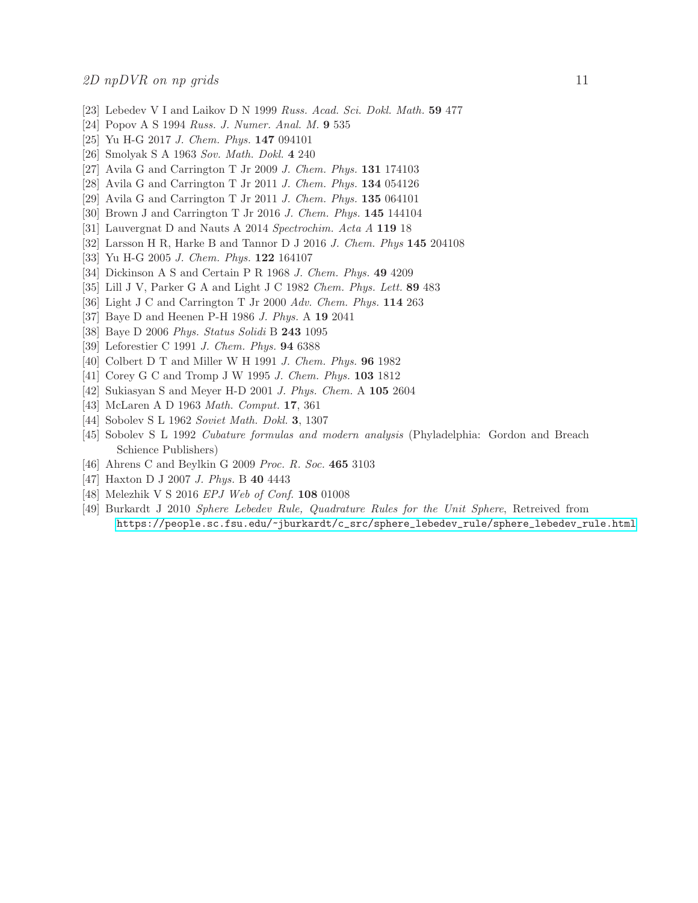[23] Lebedev V I and Laikov D N 1999 *Russ. Acad. Sci. Dokl. Math.* **59** 477

[24] Popov A S 1994 *Russ. J. Numer. Anal. M.* **9** 535

[25] Yu H-G 2017 *J. Chem. Phys.* **147** 094101

[26] Smolyak S A 1963 *Sov. Math. Dokl.* **4** 240

[27] Avila G and Carrington T Jr 2009 *J. Chem. Phys.* **131** 174103

[28] Avila G and Carrington T Jr 2011 *J. Chem. Phys.* **134** 054126

[29] Avila G and Carrington T Jr 2011 *J. Chem. Phys.* **135** 064101

[30] Brown J and Carrington T Jr 2016 *J. Chem. Phys.* **145** 144104

[31] Lauvergnat D and Nauts A 2014 *Spectrochim. Acta A* **119** 18

[32] Larsson H R, Harke B and Tannor D J 2016 *J. Chem. Phys* **145** 204108

[33] Yu H-G 2005 *J. Chem. Phys.* **122** 164107

[34] Dickinson A S and Certain P R 1968 *J. Chem. Phys.* **49** 4209

[35] Lill J V, Parker G A and Light J C 1982 *Chem. Phys. Lett.* **89** 483

[36] Light J C and Carrington T Jr 2000 *Adv. Chem. Phys.* **114** 263

[37] Baye D and Heenen P-H 1986 *J. Phys.* A **19** 2041

[38] Baye D 2006 *Phys. Status Solidi* B **243** 1095

[39] Leforestier C 1991 *J. Chem. Phys.* **94** 6388

[40] Colbert D T and Miller W H 1991 *J. Chem. Phys.* **96** 1982

[41] Corey G C and Tromp J W 1995 *J. Chem. Phys.* **103** 1812

[42] Sukiasyan S and Meyer H-D 2001 *J. Phys. Chem.* A **105** 2604

[43] McLaren A D 1963 *Math. Comput.* **17**, 361

[44] Sobolev S L 1962 *Soviet Math. Dokl.* **3**, 1307

[45] Sobolev S L 1992 *Cubature formulas and modern analysis* (Phyladelphia: Gordon and Breach Schience Publishers)

[46] Ahrens C and Beylkin G 2009 *Proc. R. Soc.* **465** 3103

[47] Haxton D J 2007 *J. Phys.* B **40** 4443

[48] Melezhik V S 2016 *EPJ Web of Conf.* **108** 01008

[49] Burkardt J 2010 *Sphere Lebedev Rule, Quadrature Rules for the Unit Sphere*, Retreived from https://people.sc.fsu.edu/~jburkardt/c_src/sphere_lebedev_rule/sphere_lebedev_rule.html